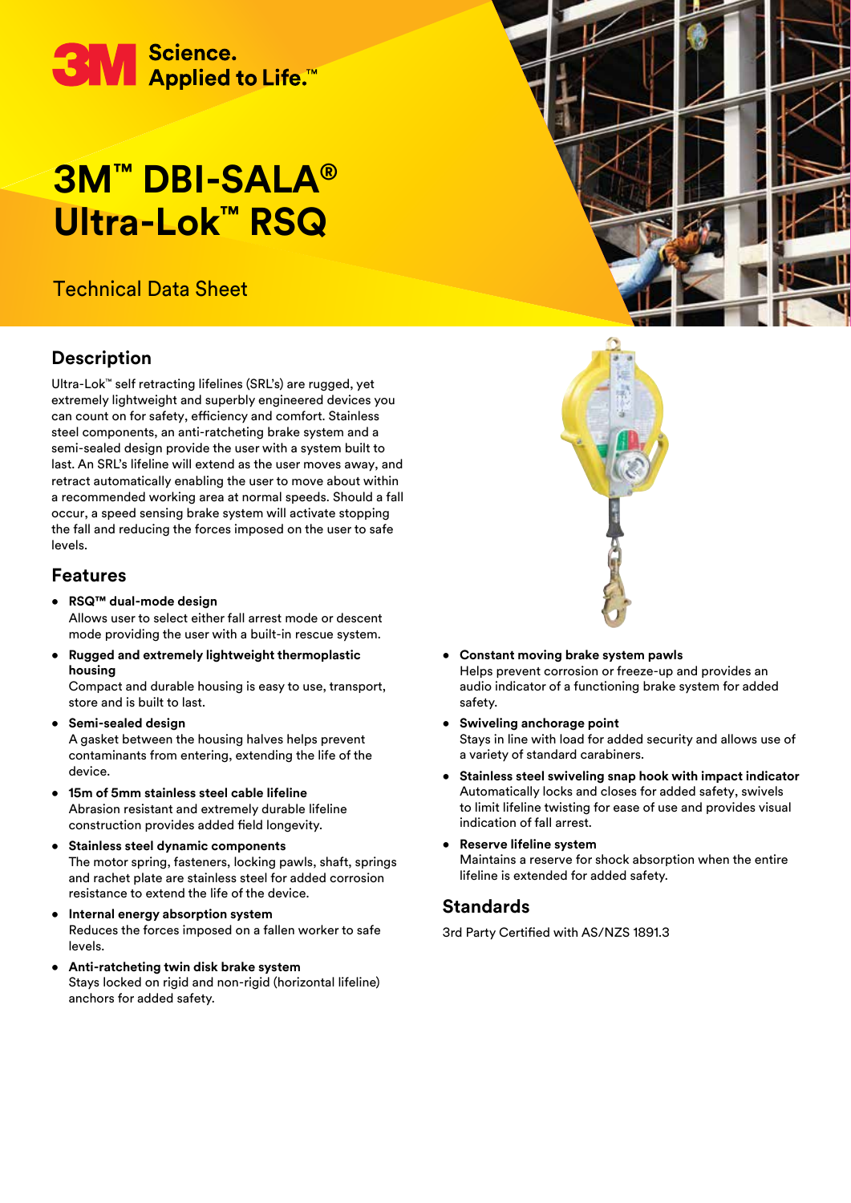3M Science. Applied to Life.™

# 3M™ DBI-SALA® Ultra-Lok™ RSQ

Technical Data Sheet

## Description

Ultra-Lok™ self retracting lifelines (SRL's) are rugged, yet extremely lightweight and superbly engineered devices you can count on for safety, efficiency and comfort. Stainless steel components, an anti-ratcheting brake system and a semi-sealed design provide the user with a system built to last. An SRL's lifeline will extend as the user moves away, and retract automatically enabling the user to move about within a recommended working area at normal speeds. Should a fall occur, a speed sensing brake system will activate stopping the fall and reducing the forces imposed on the user to safe levels.

## Features

- **RSQ™ dual-mode design**
  Allows user to select either fall arrest mode or descent mode providing the user with a built-in rescue system.
- **Rugged and extremely lightweight thermoplastic housing**
  Compact and durable housing is easy to use, transport, store and is built to last.
- **Semi-sealed design**
  A gasket between the housing halves helps prevent contaminants from entering, extending the life of the device.
- **15m of 5mm stainless steel cable lifeline**
  Abrasion resistant and extremely durable lifeline construction provides added field longevity.
- **Stainless steel dynamic components**
  The motor spring, fasteners, locking pawls, shaft, springs and rachet plate are stainless steel for added corrosion resistance to extend the life of the device.
- **Internal energy absorption system**
  Reduces the forces imposed on a fallen worker to safe levels.
- **Anti-ratcheting twin disk brake system**
  Stays locked on rigid and non-rigid (horizontal lifeline) anchors for added safety.
- **Constant moving brake system pawls**
  Helps prevent corrosion or freeze-up and provides an audio indicator of a functioning brake system for added safety.
- **Swiveling anchorage point**
  Stays in line with load for added security and allows use of a variety of standard carabiners.
- **Stainless steel swiveling snap hook with impact indicator**
  Automatically locks and closes for added safety, swivels to limit lifeline twisting for ease of use and provides visual indication of fall arrest.
- **Reserve lifeline system**
  Maintains a reserve for shock absorption when the entire lifeline is extended for added safety.

## Standards

3rd Party Certified with AS/NZS 1891.3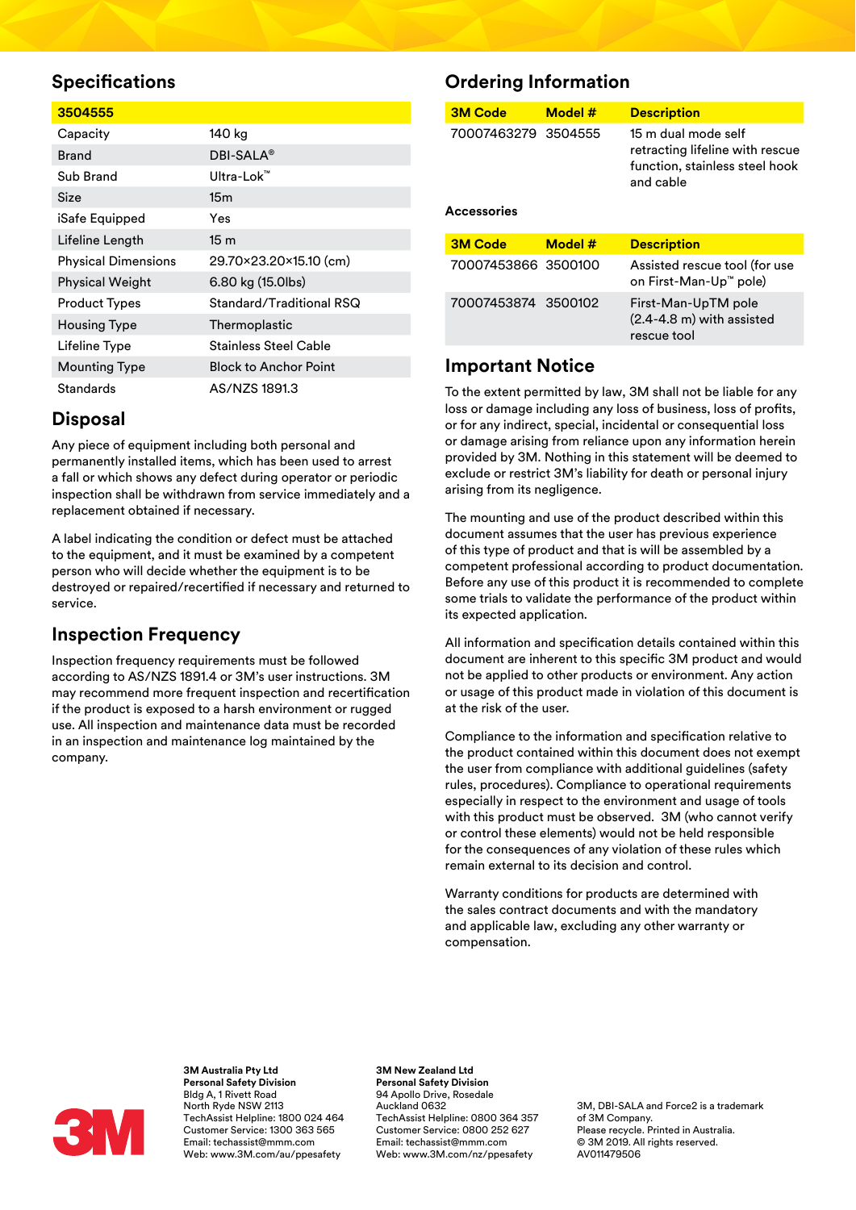## Specifications

| 3504555 | |
|---|---|
| Capacity | 140 kg |
| Brand | DBI-SALA® |
| Sub Brand | Ultra-Lok™ |
| Size | 15m |
| iSafe Equipped | Yes |
| Lifeline Length | 15 m |
| Physical Dimensions | 29.70×23.20×15.10 (cm) |
| Physical Weight | 6.80 kg (15.0lbs) |
| Product Types | Standard/Traditional RSQ |
| Housing Type | Thermoplastic |
| Lifeline Type | Stainless Steel Cable |
| Mounting Type | Block to Anchor Point |
| Standards | AS/NZS 1891.3 |

## Disposal

Any piece of equipment including both personal and permanently installed items, which has been used to arrest a fall or which shows any defect during operator or periodic inspection shall be withdrawn from service immediately and a replacement obtained if necessary.

A label indicating the condition or defect must be attached to the equipment, and it must be examined by a competent person who will decide whether the equipment is to be destroyed or repaired/recertified if necessary and returned to service.

## Inspection Frequency

Inspection frequency requirements must be followed according to AS/NZS 1891.4 or 3M's user instructions. 3M may recommend more frequent inspection and recertification if the product is exposed to a harsh environment or rugged use. All inspection and maintenance data must be recorded in an inspection and maintenance log maintained by the company.

## Ordering Information

| 3M Code | Model # | Description |
|---|---|---|
| 70007463279 | 3504555 | 15 m dual mode self retracting lifeline with rescue function, stainless steel hook and cable |

**Accessories**

| 3M Code | Model # | Description |
|---|---|---|
| 70007453866 | 3500100 | Assisted rescue tool (for use on First-Man-Up™ pole) |
| 70007453874 | 3500102 | First-Man-UpTM pole (2.4-4.8 m) with assisted rescue tool |

## Important Notice

To the extent permitted by law, 3M shall not be liable for any loss or damage including any loss of business, loss of profits, or for any indirect, special, incidental or consequential loss or damage arising from reliance upon any information herein provided by 3M. Nothing in this statement will be deemed to exclude or restrict 3M's liability for death or personal injury arising from its negligence.

The mounting and use of the product described within this document assumes that the user has previous experience of this type of product and that is will be assembled by a competent professional according to product documentation. Before any use of this product it is recommended to complete some trials to validate the performance of the product within its expected application.

All information and specification details contained within this document are inherent to this specific 3M product and would not be applied to other products or environment. Any action or usage of this product made in violation of this document is at the risk of the user.

Compliance to the information and specification relative to the product contained within this document does not exempt the user from compliance with additional guidelines (safety rules, procedures). Compliance to operational requirements especially in respect to the environment and usage of tools with this product must be observed. 3M (who cannot verify or control these elements) would not be held responsible for the consequences of any violation of these rules which remain external to its decision and control.

Warranty conditions for products are determined with the sales contract documents and with the mandatory and applicable law, excluding any other warranty or compensation.

**3M Australia Pty Ltd**
**Personal Safety Division**
Bldg A, 1 Rivett Road
North Ryde NSW 2113
TechAssist Helpline: 1800 024 464
Customer Service: 1300 363 565
Email: techassist@mmm.com
Web: www.3M.com/au/ppesafety

**3M New Zealand Ltd**
**Personal Safety Division**
94 Apollo Drive, Rosedale
Auckland 0632
TechAssist Helpline: 0800 364 357
Customer Service: 0800 252 627
Email: techassist@mmm.com
Web: www.3M.com/nz/ppesafety

3M, DBI-SALA and Force2 is a trademark of 3M Company.
Please recycle. Printed in Australia.
© 3M 2019. All rights reserved.
AV011479506